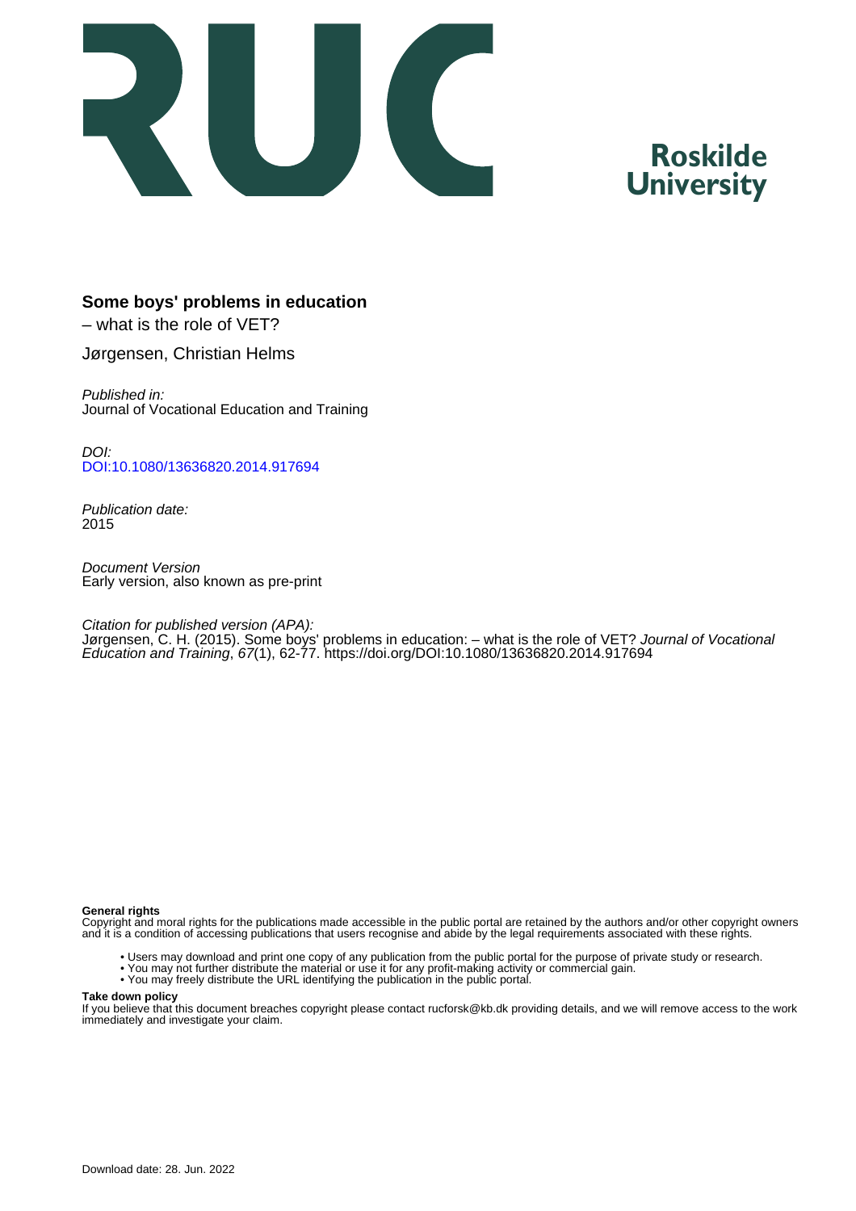Roskilde University

# Some boys' problems in education

– what is the role of VET?

Jørgensen, Christian Helms

*Published in:*
Journal of Vocational Education and Training

*DOI:*
[DOI:10.1080/13636820.2014.917694](https://doi.org/DOI:10.1080/13636820.2014.917694)

*Publication date:*
2015

*Document Version*
Early version, also known as pre-print

*Citation for published version (APA):*
Jørgensen, C. H. (2015). Some boys' problems in education: – what is the role of VET? *Journal of Vocational Education and Training*, *67*(1), 62-77. https://doi.org/DOI:10.1080/13636820.2014.917694

**General rights**
Copyright and moral rights for the publications made accessible in the public portal are retained by the authors and/or other copyright owners and it is a condition of accessing publications that users recognise and abide by the legal requirements associated with these rights.

- Users may download and print one copy of any publication from the public portal for the purpose of private study or research.
- You may not further distribute the material or use it for any profit-making activity or commercial gain.
- You may freely distribute the URL identifying the publication in the public portal.

**Take down policy**
If you believe that this document breaches copyright please contact rucforsk@kb.dk providing details, and we will remove access to the work immediately and investigate your claim.

Download date: 28. Jun. 2022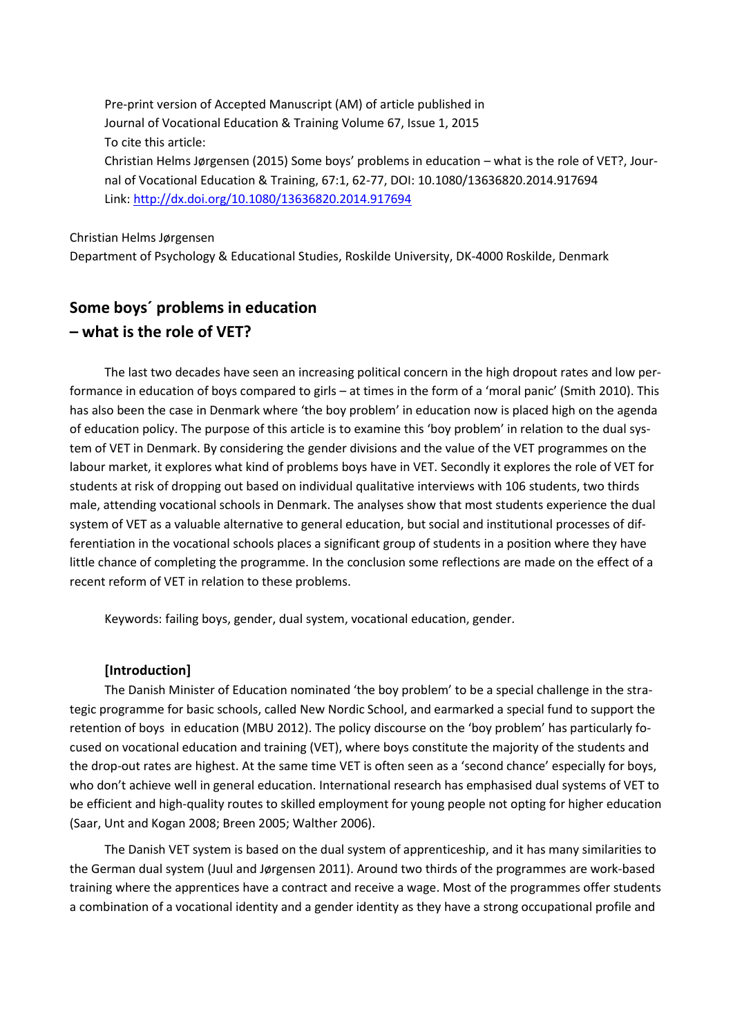Pre-print version of Accepted Manuscript (AM) of article published in
Journal of Vocational Education & Training Volume 67, Issue 1, 2015
To cite this article:
Christian Helms Jørgensen (2015) Some boys' problems in education – what is the role of VET?, Journal of Vocational Education & Training, 67:1, 62-77, DOI: 10.1080/13636820.2014.917694
Link: http://dx.doi.org/10.1080/13636820.2014.917694

Christian Helms Jørgensen
Department of Psychology & Educational Studies, Roskilde University, DK-4000 Roskilde, Denmark

## Some boys´ problems in education – what is the role of VET?

The last two decades have seen an increasing political concern in the high dropout rates and low performance in education of boys compared to girls – at times in the form of a 'moral panic' (Smith 2010). This has also been the case in Denmark where 'the boy problem' in education now is placed high on the agenda of education policy. The purpose of this article is to examine this 'boy problem' in relation to the dual system of VET in Denmark. By considering the gender divisions and the value of the VET programmes on the labour market, it explores what kind of problems boys have in VET. Secondly it explores the role of VET for students at risk of dropping out based on individual qualitative interviews with 106 students, two thirds male, attending vocational schools in Denmark. The analyses show that most students experience the dual system of VET as a valuable alternative to general education, but social and institutional processes of differentiation in the vocational schools places a significant group of students in a position where they have little chance of completing the programme. In the conclusion some reflections are made on the effect of a recent reform of VET in relation to these problems.

Keywords: failing boys, gender, dual system, vocational education, gender.

### [Introduction]

The Danish Minister of Education nominated 'the boy problem' to be a special challenge in the strategic programme for basic schools, called New Nordic School, and earmarked a special fund to support the retention of boys in education (MBU 2012). The policy discourse on the 'boy problem' has particularly focused on vocational education and training (VET), where boys constitute the majority of the students and the drop-out rates are highest. At the same time VET is often seen as a 'second chance' especially for boys, who don't achieve well in general education. International research has emphasised dual systems of VET to be efficient and high-quality routes to skilled employment for young people not opting for higher education (Saar, Unt and Kogan 2008; Breen 2005; Walther 2006).

The Danish VET system is based on the dual system of apprenticeship, and it has many similarities to the German dual system (Juul and Jørgensen 2011). Around two thirds of the programmes are work-based training where the apprentices have a contract and receive a wage. Most of the programmes offer students a combination of a vocational identity and a gender identity as they have a strong occupational profile and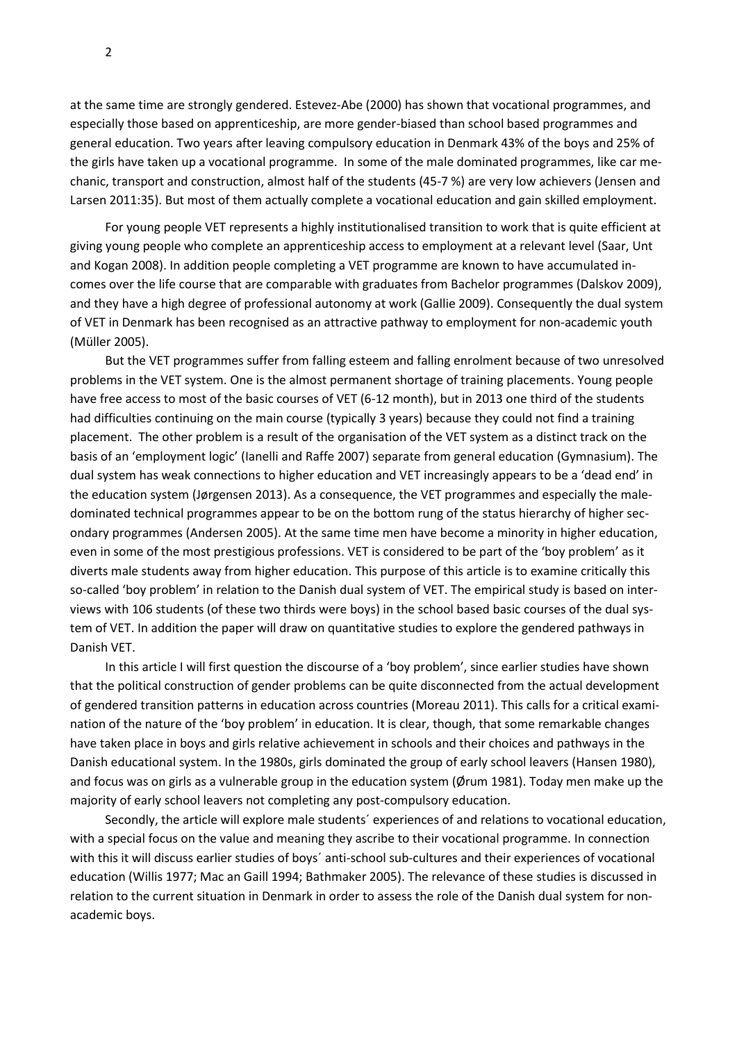at the same time are strongly gendered. Estevez-Abe (2000) has shown that vocational programmes, and especially those based on apprenticeship, are more gender-biased than school based programmes and general education. Two years after leaving compulsory education in Denmark 43% of the boys and 25% of the girls have taken up a vocational programme. In some of the male dominated programmes, like car mechanic, transport and construction, almost half of the students (45-7 %) are very low achievers (Jensen and Larsen 2011:35). But most of them actually complete a vocational education and gain skilled employment.

For young people VET represents a highly institutionalised transition to work that is quite efficient at giving young people who complete an apprenticeship access to employment at a relevant level (Saar, Unt and Kogan 2008). In addition people completing a VET programme are known to have accumulated incomes over the life course that are comparable with graduates from Bachelor programmes (Dalskov 2009), and they have a high degree of professional autonomy at work (Gallie 2009). Consequently the dual system of VET in Denmark has been recognised as an attractive pathway to employment for non-academic youth (Müller 2005).

But the VET programmes suffer from falling esteem and falling enrolment because of two unresolved problems in the VET system. One is the almost permanent shortage of training placements. Young people have free access to most of the basic courses of VET (6-12 month), but in 2013 one third of the students had difficulties continuing on the main course (typically 3 years) because they could not find a training placement. The other problem is a result of the organisation of the VET system as a distinct track on the basis of an 'employment logic' (Ianelli and Raffe 2007) separate from general education (Gymnasium). The dual system has weak connections to higher education and VET increasingly appears to be a 'dead end' in the education system (Jørgensen 2013). As a consequence, the VET programmes and especially the male-dominated technical programmes appear to be on the bottom rung of the status hierarchy of higher secondary programmes (Andersen 2005). At the same time men have become a minority in higher education, even in some of the most prestigious professions. VET is considered to be part of the 'boy problem' as it diverts male students away from higher education. This purpose of this article is to examine critically this so-called 'boy problem' in relation to the Danish dual system of VET. The empirical study is based on interviews with 106 students (of these two thirds were boys) in the school based basic courses of the dual system of VET. In addition the paper will draw on quantitative studies to explore the gendered pathways in Danish VET.

In this article I will first question the discourse of a 'boy problem', since earlier studies have shown that the political construction of gender problems can be quite disconnected from the actual development of gendered transition patterns in education across countries (Moreau 2011). This calls for a critical examination of the nature of the 'boy problem' in education. It is clear, though, that some remarkable changes have taken place in boys and girls relative achievement in schools and their choices and pathways in the Danish educational system. In the 1980s, girls dominated the group of early school leavers (Hansen 1980), and focus was on girls as a vulnerable group in the education system (Ørum 1981). Today men make up the majority of early school leavers not completing any post-compulsory education.

Secondly, the article will explore male students´ experiences of and relations to vocational education, with a special focus on the value and meaning they ascribe to their vocational programme. In connection with this it will discuss earlier studies of boys´ anti-school sub-cultures and their experiences of vocational education (Willis 1977; Mac an Gaill 1994; Bathmaker 2005). The relevance of these studies is discussed in relation to the current situation in Denmark in order to assess the role of the Danish dual system for non-academic boys.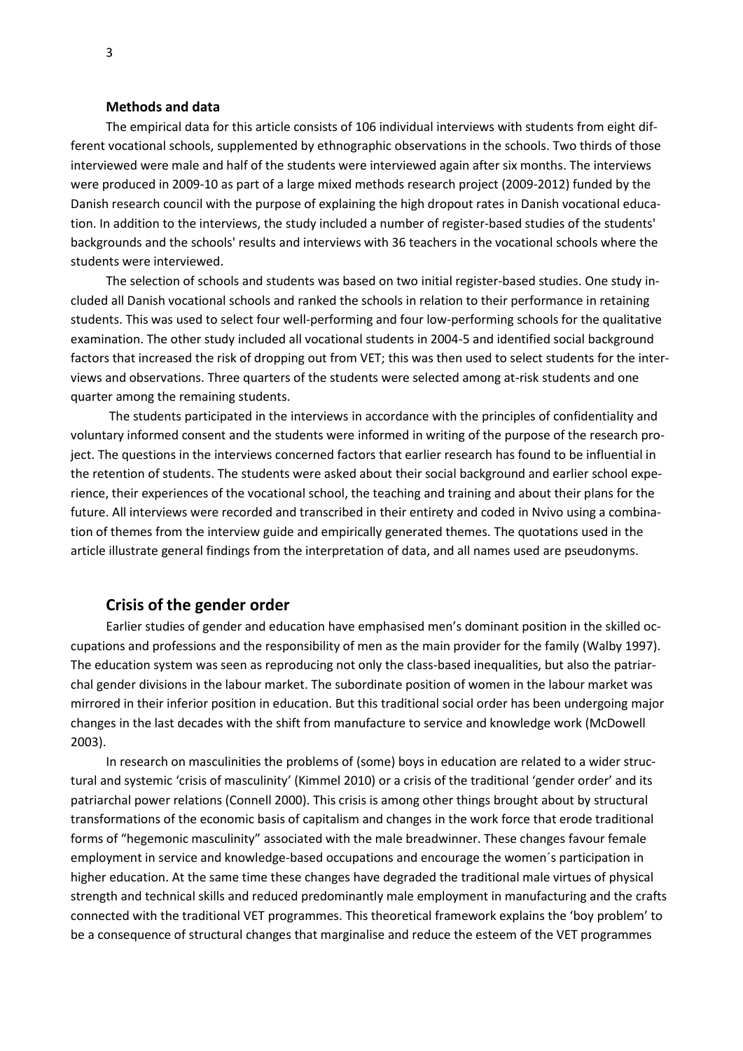### Methods and data

The empirical data for this article consists of 106 individual interviews with students from eight different vocational schools, supplemented by ethnographic observations in the schools. Two thirds of those interviewed were male and half of the students were interviewed again after six months. The interviews were produced in 2009-10 as part of a large mixed methods research project (2009-2012) funded by the Danish research council with the purpose of explaining the high dropout rates in Danish vocational education. In addition to the interviews, the study included a number of register-based studies of the students' backgrounds and the schools' results and interviews with 36 teachers in the vocational schools where the students were interviewed.

The selection of schools and students was based on two initial register-based studies. One study included all Danish vocational schools and ranked the schools in relation to their performance in retaining students. This was used to select four well-performing and four low-performing schools for the qualitative examination. The other study included all vocational students in 2004-5 and identified social background factors that increased the risk of dropping out from VET; this was then used to select students for the interviews and observations. Three quarters of the students were selected among at-risk students and one quarter among the remaining students.

The students participated in the interviews in accordance with the principles of confidentiality and voluntary informed consent and the students were informed in writing of the purpose of the research project. The questions in the interviews concerned factors that earlier research has found to be influential in the retention of students. The students were asked about their social background and earlier school experience, their experiences of the vocational school, the teaching and training and about their plans for the future. All interviews were recorded and transcribed in their entirety and coded in Nvivo using a combination of themes from the interview guide and empirically generated themes. The quotations used in the article illustrate general findings from the interpretation of data, and all names used are pseudonyms.

## Crisis of the gender order

Earlier studies of gender and education have emphasised men's dominant position in the skilled occupations and professions and the responsibility of men as the main provider for the family (Walby 1997). The education system was seen as reproducing not only the class-based inequalities, but also the patriarchal gender divisions in the labour market. The subordinate position of women in the labour market was mirrored in their inferior position in education. But this traditional social order has been undergoing major changes in the last decades with the shift from manufacture to service and knowledge work (McDowell 2003).

In research on masculinities the problems of (some) boys in education are related to a wider structural and systemic 'crisis of masculinity' (Kimmel 2010) or a crisis of the traditional 'gender order' and its patriarchal power relations (Connell 2000). This crisis is among other things brought about by structural transformations of the economic basis of capitalism and changes in the work force that erode traditional forms of "hegemonic masculinity" associated with the male breadwinner. These changes favour female employment in service and knowledge-based occupations and encourage the women´s participation in higher education. At the same time these changes have degraded the traditional male virtues of physical strength and technical skills and reduced predominantly male employment in manufacturing and the crafts connected with the traditional VET programmes. This theoretical framework explains the 'boy problem' to be a consequence of structural changes that marginalise and reduce the esteem of the VET programmes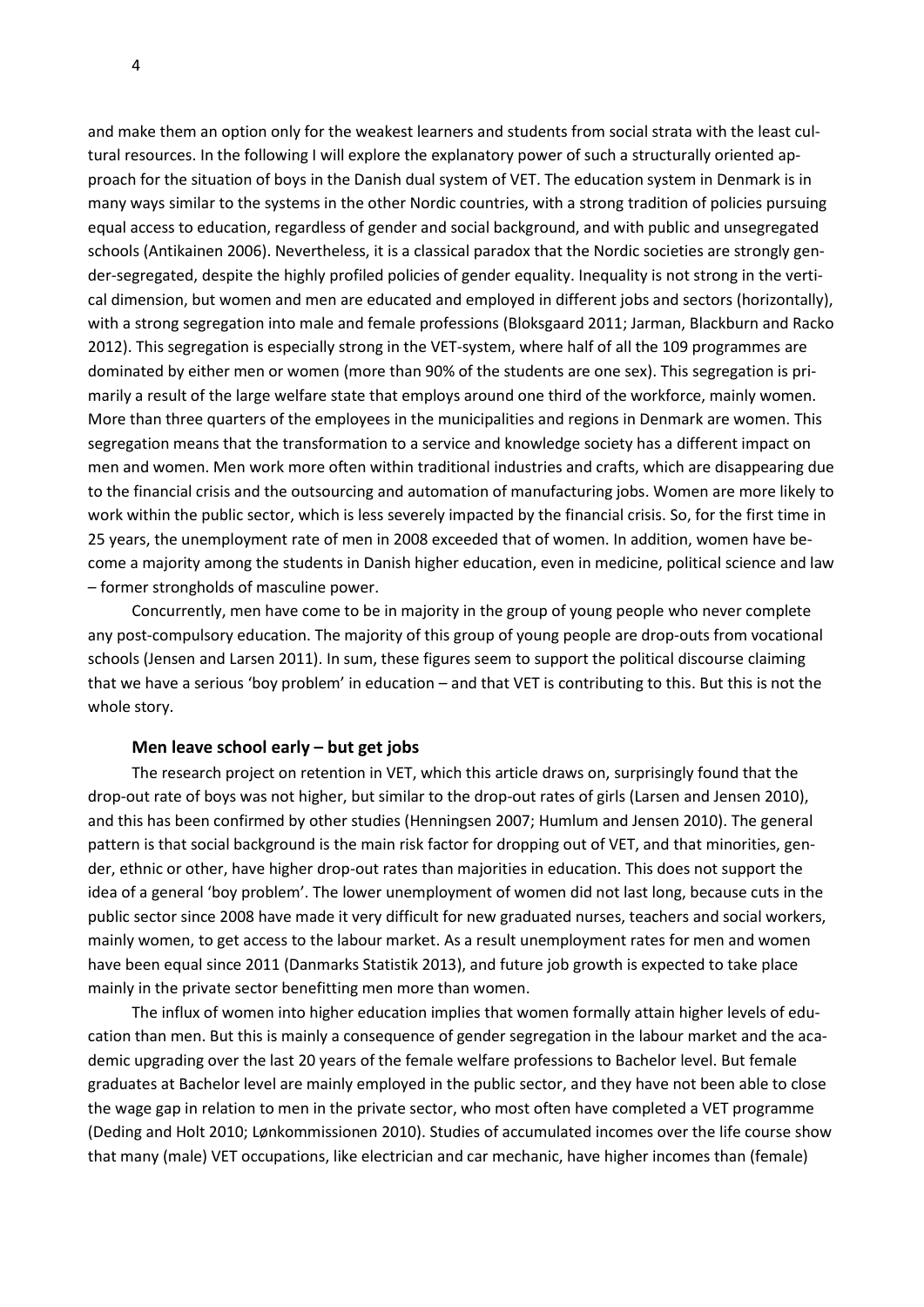and make them an option only for the weakest learners and students from social strata with the least cultural resources. In the following I will explore the explanatory power of such a structurally oriented approach for the situation of boys in the Danish dual system of VET. The education system in Denmark is in many ways similar to the systems in the other Nordic countries, with a strong tradition of policies pursuing equal access to education, regardless of gender and social background, and with public and unsegregated schools (Antikainen 2006). Nevertheless, it is a classical paradox that the Nordic societies are strongly gender-segregated, despite the highly profiled policies of gender equality. Inequality is not strong in the vertical dimension, but women and men are educated and employed in different jobs and sectors (horizontally), with a strong segregation into male and female professions (Bloksgaard 2011; Jarman, Blackburn and Racko 2012). This segregation is especially strong in the VET-system, where half of all the 109 programmes are dominated by either men or women (more than 90% of the students are one sex). This segregation is primarily a result of the large welfare state that employs around one third of the workforce, mainly women. More than three quarters of the employees in the municipalities and regions in Denmark are women. This segregation means that the transformation to a service and knowledge society has a different impact on men and women. Men work more often within traditional industries and crafts, which are disappearing due to the financial crisis and the outsourcing and automation of manufacturing jobs. Women are more likely to work within the public sector, which is less severely impacted by the financial crisis. So, for the first time in 25 years, the unemployment rate of men in 2008 exceeded that of women. In addition, women have become a majority among the students in Danish higher education, even in medicine, political science and law – former strongholds of masculine power.

Concurrently, men have come to be in majority in the group of young people who never complete any post-compulsory education. The majority of this group of young people are drop-outs from vocational schools (Jensen and Larsen 2011). In sum, these figures seem to support the political discourse claiming that we have a serious 'boy problem' in education – and that VET is contributing to this. But this is not the whole story.

### Men leave school early – but get jobs

The research project on retention in VET, which this article draws on, surprisingly found that the drop-out rate of boys was not higher, but similar to the drop-out rates of girls (Larsen and Jensen 2010), and this has been confirmed by other studies (Henningsen 2007; Humlum and Jensen 2010). The general pattern is that social background is the main risk factor for dropping out of VET, and that minorities, gender, ethnic or other, have higher drop-out rates than majorities in education. This does not support the idea of a general 'boy problem'. The lower unemployment of women did not last long, because cuts in the public sector since 2008 have made it very difficult for new graduated nurses, teachers and social workers, mainly women, to get access to the labour market. As a result unemployment rates for men and women have been equal since 2011 (Danmarks Statistik 2013), and future job growth is expected to take place mainly in the private sector benefitting men more than women.

The influx of women into higher education implies that women formally attain higher levels of education than men. But this is mainly a consequence of gender segregation in the labour market and the academic upgrading over the last 20 years of the female welfare professions to Bachelor level. But female graduates at Bachelor level are mainly employed in the public sector, and they have not been able to close the wage gap in relation to men in the private sector, who most often have completed a VET programme (Deding and Holt 2010; Lønkommissionen 2010). Studies of accumulated incomes over the life course show that many (male) VET occupations, like electrician and car mechanic, have higher incomes than (female)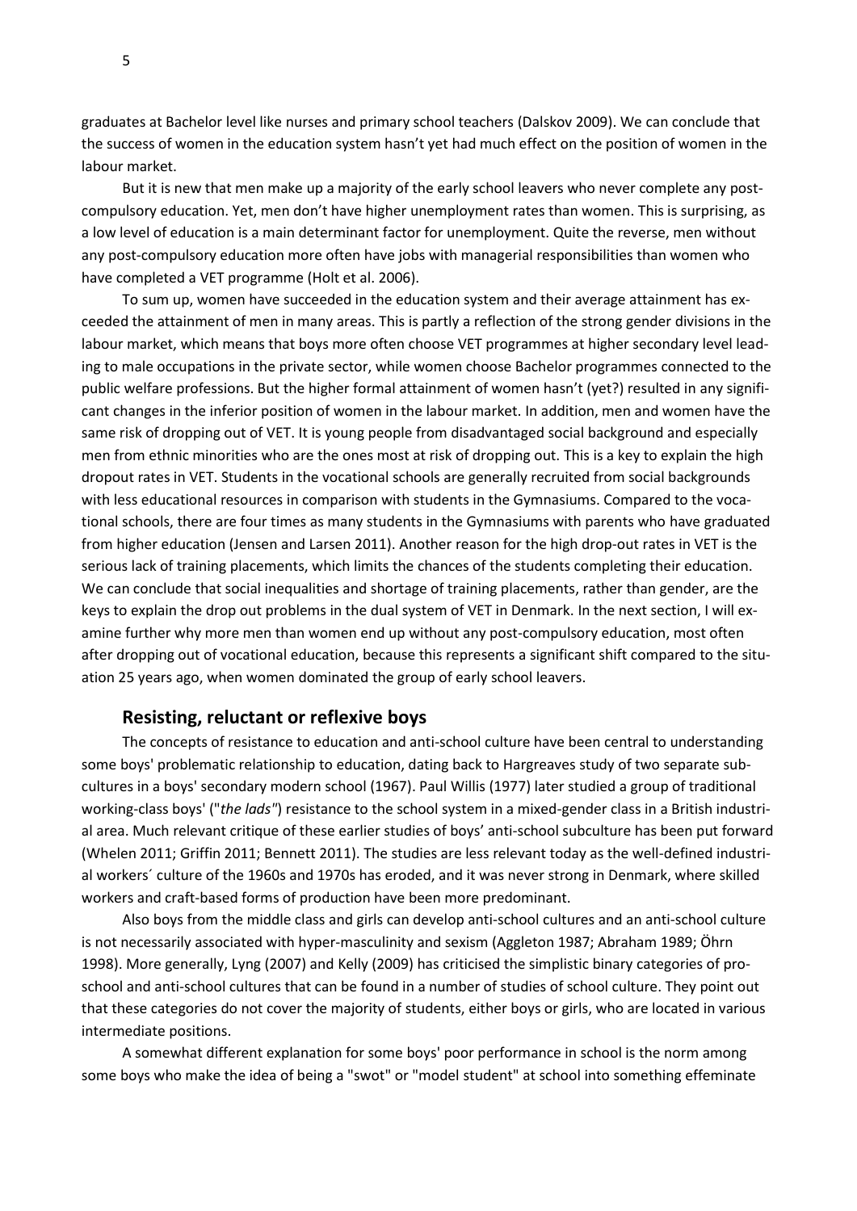graduates at Bachelor level like nurses and primary school teachers (Dalskov 2009). We can conclude that the success of women in the education system hasn't yet had much effect on the position of women in the labour market.

But it is new that men make up a majority of the early school leavers who never complete any post-compulsory education. Yet, men don't have higher unemployment rates than women. This is surprising, as a low level of education is a main determinant factor for unemployment. Quite the reverse, men without any post-compulsory education more often have jobs with managerial responsibilities than women who have completed a VET programme (Holt et al. 2006).

To sum up, women have succeeded in the education system and their average attainment has exceeded the attainment of men in many areas. This is partly a reflection of the strong gender divisions in the labour market, which means that boys more often choose VET programmes at higher secondary level leading to male occupations in the private sector, while women choose Bachelor programmes connected to the public welfare professions. But the higher formal attainment of women hasn't (yet?) resulted in any significant changes in the inferior position of women in the labour market. In addition, men and women have the same risk of dropping out of VET. It is young people from disadvantaged social background and especially men from ethnic minorities who are the ones most at risk of dropping out. This is a key to explain the high dropout rates in VET. Students in the vocational schools are generally recruited from social backgrounds with less educational resources in comparison with students in the Gymnasiums. Compared to the vocational schools, there are four times as many students in the Gymnasiums with parents who have graduated from higher education (Jensen and Larsen 2011). Another reason for the high drop-out rates in VET is the serious lack of training placements, which limits the chances of the students completing their education. We can conclude that social inequalities and shortage of training placements, rather than gender, are the keys to explain the drop out problems in the dual system of VET in Denmark. In the next section, I will examine further why more men than women end up without any post-compulsory education, most often after dropping out of vocational education, because this represents a significant shift compared to the situation 25 years ago, when women dominated the group of early school leavers.

## Resisting, reluctant or reflexive boys

The concepts of resistance to education and anti-school culture have been central to understanding some boys' problematic relationship to education, dating back to Hargreaves study of two separate subcultures in a boys' secondary modern school (1967). Paul Willis (1977) later studied a group of traditional working-class boys' ("*the lads*") resistance to the school system in a mixed-gender class in a British industrial area. Much relevant critique of these earlier studies of boys' anti-school subculture has been put forward (Whelen 2011; Griffin 2011; Bennett 2011). The studies are less relevant today as the well-defined industrial workers´ culture of the 1960s and 1970s has eroded, and it was never strong in Denmark, where skilled workers and craft-based forms of production have been more predominant.

Also boys from the middle class and girls can develop anti-school cultures and an anti-school culture is not necessarily associated with hyper-masculinity and sexism (Aggleton 1987; Abraham 1989; Öhrn 1998). More generally, Lyng (2007) and Kelly (2009) has criticised the simplistic binary categories of pro-school and anti-school cultures that can be found in a number of studies of school culture. They point out that these categories do not cover the majority of students, either boys or girls, who are located in various intermediate positions.

A somewhat different explanation for some boys' poor performance in school is the norm among some boys who make the idea of being a "swot" or "model student" at school into something effeminate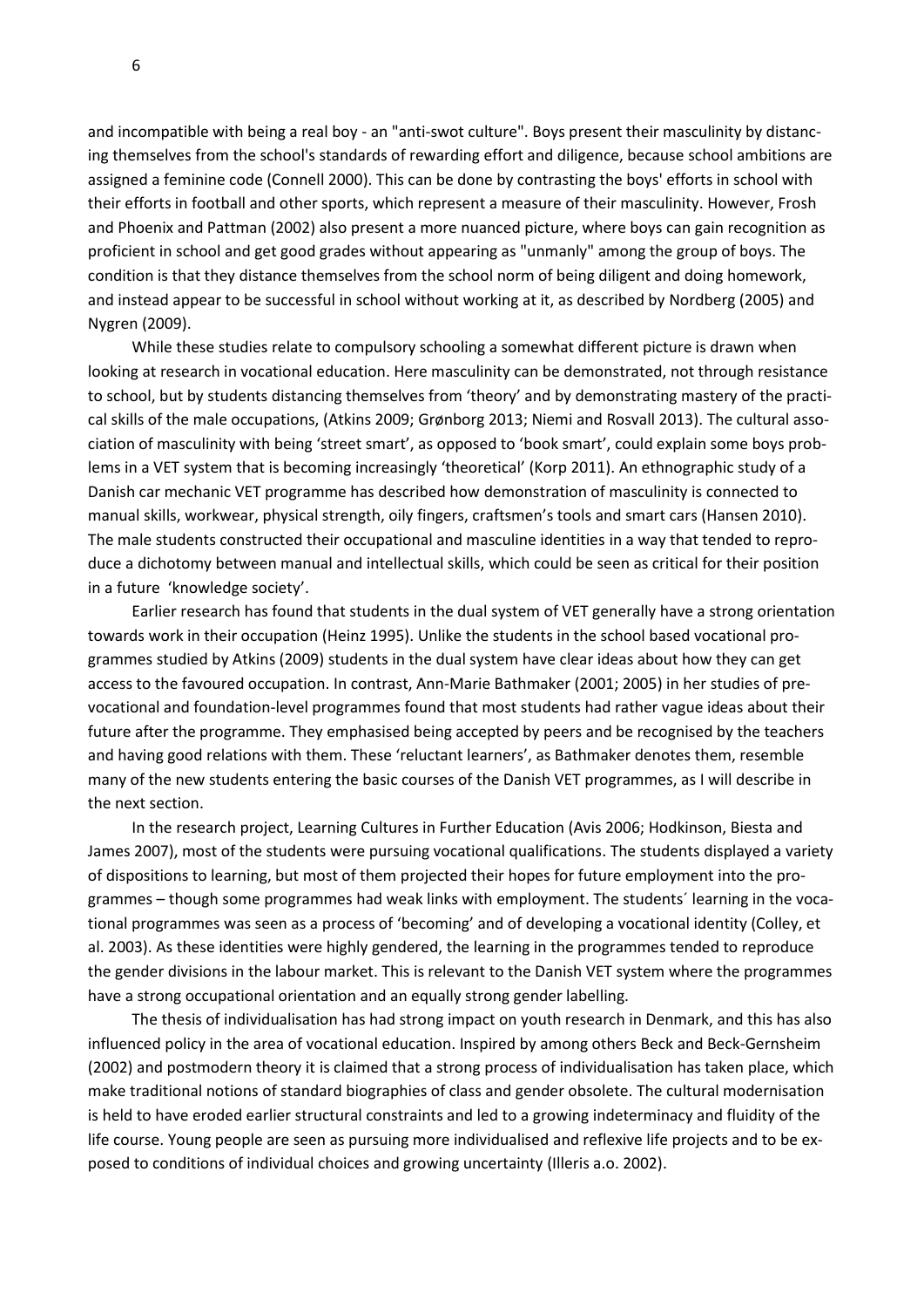and incompatible with being a real boy - an "anti-swot culture". Boys present their masculinity by distancing themselves from the school's standards of rewarding effort and diligence, because school ambitions are assigned a feminine code (Connell 2000). This can be done by contrasting the boys' efforts in school with their efforts in football and other sports, which represent a measure of their masculinity. However, Frosh and Phoenix and Pattman (2002) also present a more nuanced picture, where boys can gain recognition as proficient in school and get good grades without appearing as "unmanly" among the group of boys. The condition is that they distance themselves from the school norm of being diligent and doing homework, and instead appear to be successful in school without working at it, as described by Nordberg (2005) and Nygren (2009).

While these studies relate to compulsory schooling a somewhat different picture is drawn when looking at research in vocational education. Here masculinity can be demonstrated, not through resistance to school, but by students distancing themselves from 'theory' and by demonstrating mastery of the practical skills of the male occupations, (Atkins 2009; Grønborg 2013; Niemi and Rosvall 2013). The cultural association of masculinity with being 'street smart', as opposed to 'book smart', could explain some boys problems in a VET system that is becoming increasingly 'theoretical' (Korp 2011). An ethnographic study of a Danish car mechanic VET programme has described how demonstration of masculinity is connected to manual skills, workwear, physical strength, oily fingers, craftsmen's tools and smart cars (Hansen 2010). The male students constructed their occupational and masculine identities in a way that tended to reproduce a dichotomy between manual and intellectual skills, which could be seen as critical for their position in a future 'knowledge society'.

Earlier research has found that students in the dual system of VET generally have a strong orientation towards work in their occupation (Heinz 1995). Unlike the students in the school based vocational programmes studied by Atkins (2009) students in the dual system have clear ideas about how they can get access to the favoured occupation. In contrast, Ann-Marie Bathmaker (2001; 2005) in her studies of pre-vocational and foundation-level programmes found that most students had rather vague ideas about their future after the programme. They emphasised being accepted by peers and be recognised by the teachers and having good relations with them. These 'reluctant learners', as Bathmaker denotes them, resemble many of the new students entering the basic courses of the Danish VET programmes, as I will describe in the next section.

In the research project, Learning Cultures in Further Education (Avis 2006; Hodkinson, Biesta and James 2007), most of the students were pursuing vocational qualifications. The students displayed a variety of dispositions to learning, but most of them projected their hopes for future employment into the programmes – though some programmes had weak links with employment. The students´ learning in the vocational programmes was seen as a process of 'becoming' and of developing a vocational identity (Colley, et al. 2003). As these identities were highly gendered, the learning in the programmes tended to reproduce the gender divisions in the labour market. This is relevant to the Danish VET system where the programmes have a strong occupational orientation and an equally strong gender labelling.

The thesis of individualisation has had strong impact on youth research in Denmark, and this has also influenced policy in the area of vocational education. Inspired by among others Beck and Beck-Gernsheim (2002) and postmodern theory it is claimed that a strong process of individualisation has taken place, which make traditional notions of standard biographies of class and gender obsolete. The cultural modernisation is held to have eroded earlier structural constraints and led to a growing indeterminacy and fluidity of the life course. Young people are seen as pursuing more individualised and reflexive life projects and to be exposed to conditions of individual choices and growing uncertainty (Illeris a.o. 2002).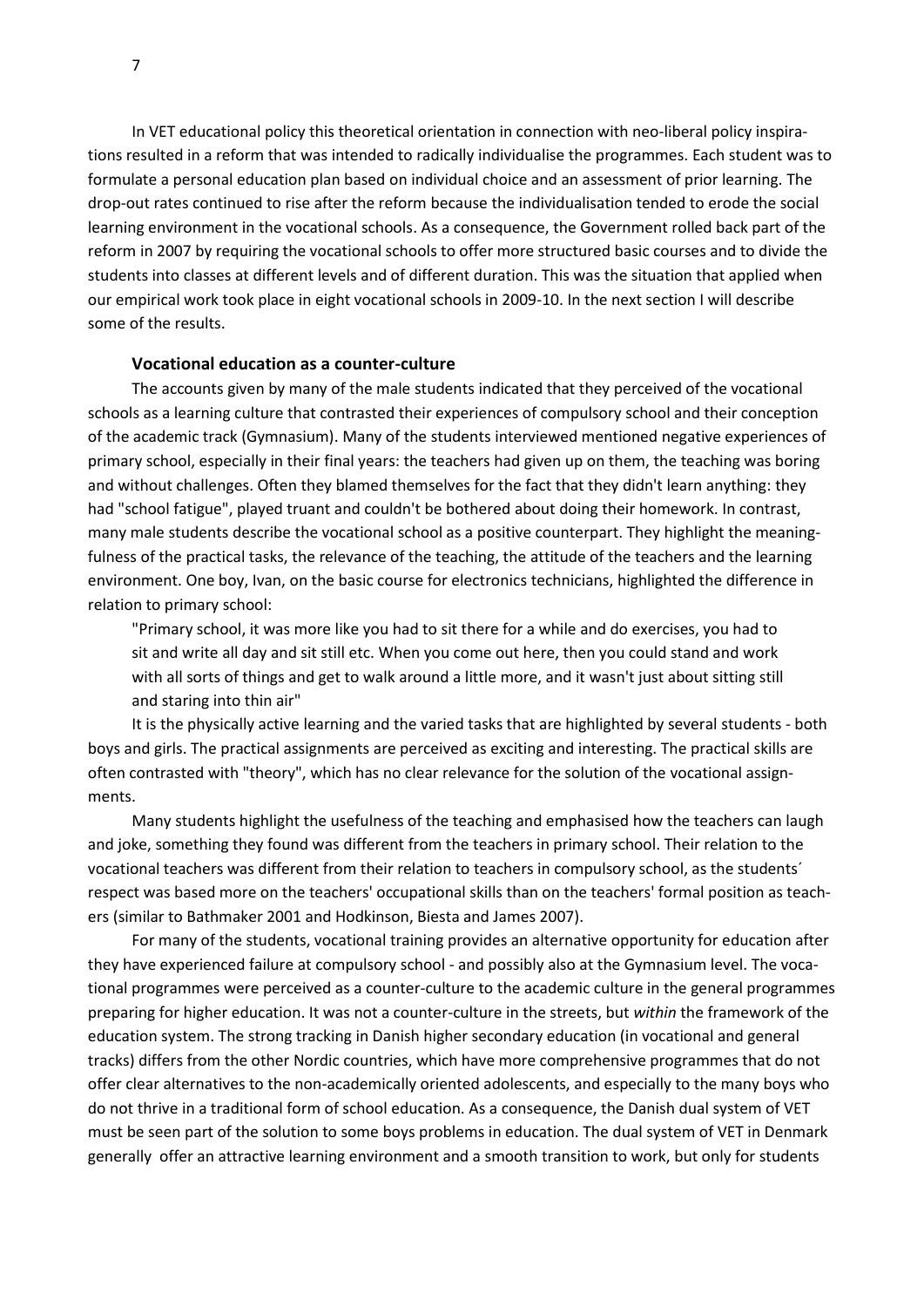In VET educational policy this theoretical orientation in connection with neo-liberal policy inspirations resulted in a reform that was intended to radically individualise the programmes. Each student was to formulate a personal education plan based on individual choice and an assessment of prior learning. The drop-out rates continued to rise after the reform because the individualisation tended to erode the social learning environment in the vocational schools. As a consequence, the Government rolled back part of the reform in 2007 by requiring the vocational schools to offer more structured basic courses and to divide the students into classes at different levels and of different duration. This was the situation that applied when our empirical work took place in eight vocational schools in 2009-10. In the next section I will describe some of the results.

### Vocational education as a counter-culture

The accounts given by many of the male students indicated that they perceived of the vocational schools as a learning culture that contrasted their experiences of compulsory school and their conception of the academic track (Gymnasium). Many of the students interviewed mentioned negative experiences of primary school, especially in their final years: the teachers had given up on them, the teaching was boring and without challenges. Often they blamed themselves for the fact that they didn't learn anything: they had "school fatigue", played truant and couldn't be bothered about doing their homework. In contrast, many male students describe the vocational school as a positive counterpart. They highlight the meaningfulness of the practical tasks, the relevance of the teaching, the attitude of the teachers and the learning environment. One boy, Ivan, on the basic course for electronics technicians, highlighted the difference in relation to primary school:

> "Primary school, it was more like you had to sit there for a while and do exercises, you had to sit and write all day and sit still etc. When you come out here, then you could stand and work with all sorts of things and get to walk around a little more, and it wasn't just about sitting still and staring into thin air"

It is the physically active learning and the varied tasks that are highlighted by several students - both boys and girls. The practical assignments are perceived as exciting and interesting. The practical skills are often contrasted with "theory", which has no clear relevance for the solution of the vocational assignments.

Many students highlight the usefulness of the teaching and emphasised how the teachers can laugh and joke, something they found was different from the teachers in primary school. Their relation to the vocational teachers was different from their relation to teachers in compulsory school, as the students´ respect was based more on the teachers' occupational skills than on the teachers' formal position as teachers (similar to Bathmaker 2001 and Hodkinson, Biesta and James 2007).

For many of the students, vocational training provides an alternative opportunity for education after they have experienced failure at compulsory school - and possibly also at the Gymnasium level. The vocational programmes were perceived as a counter-culture to the academic culture in the general programmes preparing for higher education. It was not a counter-culture in the streets, but *within* the framework of the education system. The strong tracking in Danish higher secondary education (in vocational and general tracks) differs from the other Nordic countries, which have more comprehensive programmes that do not offer clear alternatives to the non-academically oriented adolescents, and especially to the many boys who do not thrive in a traditional form of school education. As a consequence, the Danish dual system of VET must be seen part of the solution to some boys problems in education. The dual system of VET in Denmark generally offer an attractive learning environment and a smooth transition to work, but only for students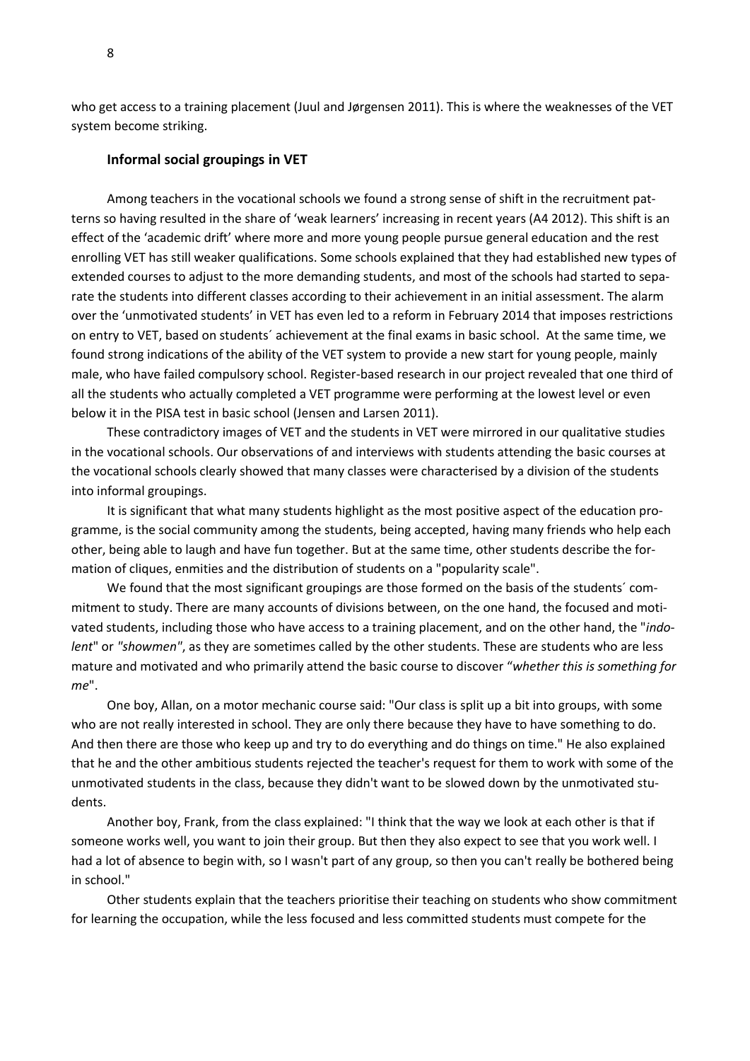who get access to a training placement (Juul and Jørgensen 2011). This is where the weaknesses of the VET system become striking.

## Informal social groupings in VET

Among teachers in the vocational schools we found a strong sense of shift in the recruitment patterns so having resulted in the share of 'weak learners' increasing in recent years (A4 2012). This shift is an effect of the 'academic drift' where more and more young people pursue general education and the rest enrolling VET has still weaker qualifications. Some schools explained that they had established new types of extended courses to adjust to the more demanding students, and most of the schools had started to separate the students into different classes according to their achievement in an initial assessment. The alarm over the 'unmotivated students' in VET has even led to a reform in February 2014 that imposes restrictions on entry to VET, based on students´ achievement at the final exams in basic school. At the same time, we found strong indications of the ability of the VET system to provide a new start for young people, mainly male, who have failed compulsory school. Register-based research in our project revealed that one third of all the students who actually completed a VET programme were performing at the lowest level or even below it in the PISA test in basic school (Jensen and Larsen 2011).

These contradictory images of VET and the students in VET were mirrored in our qualitative studies in the vocational schools. Our observations of and interviews with students attending the basic courses at the vocational schools clearly showed that many classes were characterised by a division of the students into informal groupings.

It is significant that what many students highlight as the most positive aspect of the education programme, is the social community among the students, being accepted, having many friends who help each other, being able to laugh and have fun together. But at the same time, other students describe the formation of cliques, enmities and the distribution of students on a "popularity scale".

We found that the most significant groupings are those formed on the basis of the students´ commitment to study. There are many accounts of divisions between, on the one hand, the focused and motivated students, including those who have access to a training placement, and on the other hand, the "*indolent*" or *"showmen"*, as they are sometimes called by the other students. These are students who are less mature and motivated and who primarily attend the basic course to discover "*whether this is something for me*".

One boy, Allan, on a motor mechanic course said: "Our class is split up a bit into groups, with some who are not really interested in school. They are only there because they have to have something to do. And then there are those who keep up and try to do everything and do things on time." He also explained that he and the other ambitious students rejected the teacher's request for them to work with some of the unmotivated students in the class, because they didn't want to be slowed down by the unmotivated students.

Another boy, Frank, from the class explained: "I think that the way we look at each other is that if someone works well, you want to join their group. But then they also expect to see that you work well. I had a lot of absence to begin with, so I wasn't part of any group, so then you can't really be bothered being in school."

Other students explain that the teachers prioritise their teaching on students who show commitment for learning the occupation, while the less focused and less committed students must compete for the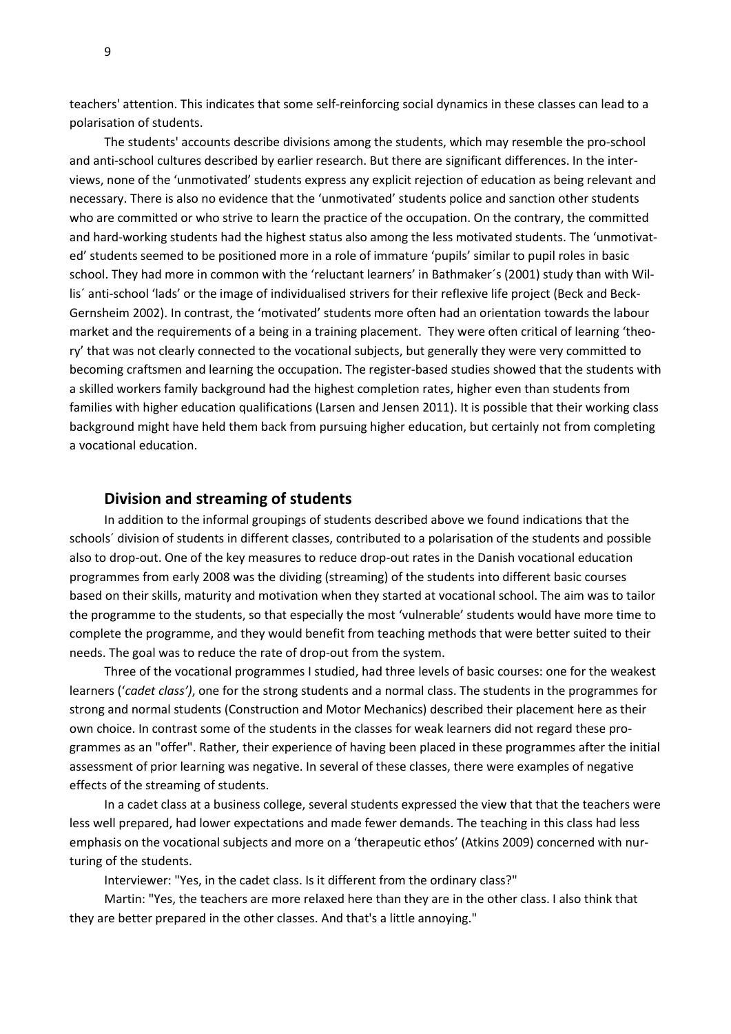teachers' attention. This indicates that some self-reinforcing social dynamics in these classes can lead to a polarisation of students.

The students' accounts describe divisions among the students, which may resemble the pro-school and anti-school cultures described by earlier research. But there are significant differences. In the interviews, none of the 'unmotivated' students express any explicit rejection of education as being relevant and necessary. There is also no evidence that the 'unmotivated' students police and sanction other students who are committed or who strive to learn the practice of the occupation. On the contrary, the committed and hard-working students had the highest status also among the less motivated students. The 'unmotivated' students seemed to be positioned more in a role of immature 'pupils' similar to pupil roles in basic school. They had more in common with the 'reluctant learners' in Bathmaker´s (2001) study than with Willis´ anti-school 'lads' or the image of individualised strivers for their reflexive life project (Beck and Beck-Gernsheim 2002). In contrast, the 'motivated' students more often had an orientation towards the labour market and the requirements of a being in a training placement. They were often critical of learning 'theory' that was not clearly connected to the vocational subjects, but generally they were very committed to becoming craftsmen and learning the occupation. The register-based studies showed that the students with a skilled workers family background had the highest completion rates, higher even than students from families with higher education qualifications (Larsen and Jensen 2011). It is possible that their working class background might have held them back from pursuing higher education, but certainly not from completing a vocational education.

## Division and streaming of students

In addition to the informal groupings of students described above we found indications that the schools´ division of students in different classes, contributed to a polarisation of the students and possible also to drop-out. One of the key measures to reduce drop-out rates in the Danish vocational education programmes from early 2008 was the dividing (streaming) of the students into different basic courses based on their skills, maturity and motivation when they started at vocational school. The aim was to tailor the programme to the students, so that especially the most 'vulnerable' students would have more time to complete the programme, and they would benefit from teaching methods that were better suited to their needs. The goal was to reduce the rate of drop-out from the system.

Three of the vocational programmes I studied, had three levels of basic courses: one for the weakest learners (*'cadet class')*, one for the strong students and a normal class. The students in the programmes for strong and normal students (Construction and Motor Mechanics) described their placement here as their own choice. In contrast some of the students in the classes for weak learners did not regard these programmes as an "offer". Rather, their experience of having been placed in these programmes after the initial assessment of prior learning was negative. In several of these classes, there were examples of negative effects of the streaming of students.

In a cadet class at a business college, several students expressed the view that that the teachers were less well prepared, had lower expectations and made fewer demands. The teaching in this class had less emphasis on the vocational subjects and more on a 'therapeutic ethos' (Atkins 2009) concerned with nurturing of the students.

Interviewer: "Yes, in the cadet class. Is it different from the ordinary class?"

Martin: "Yes, the teachers are more relaxed here than they are in the other class. I also think that they are better prepared in the other classes. And that's a little annoying."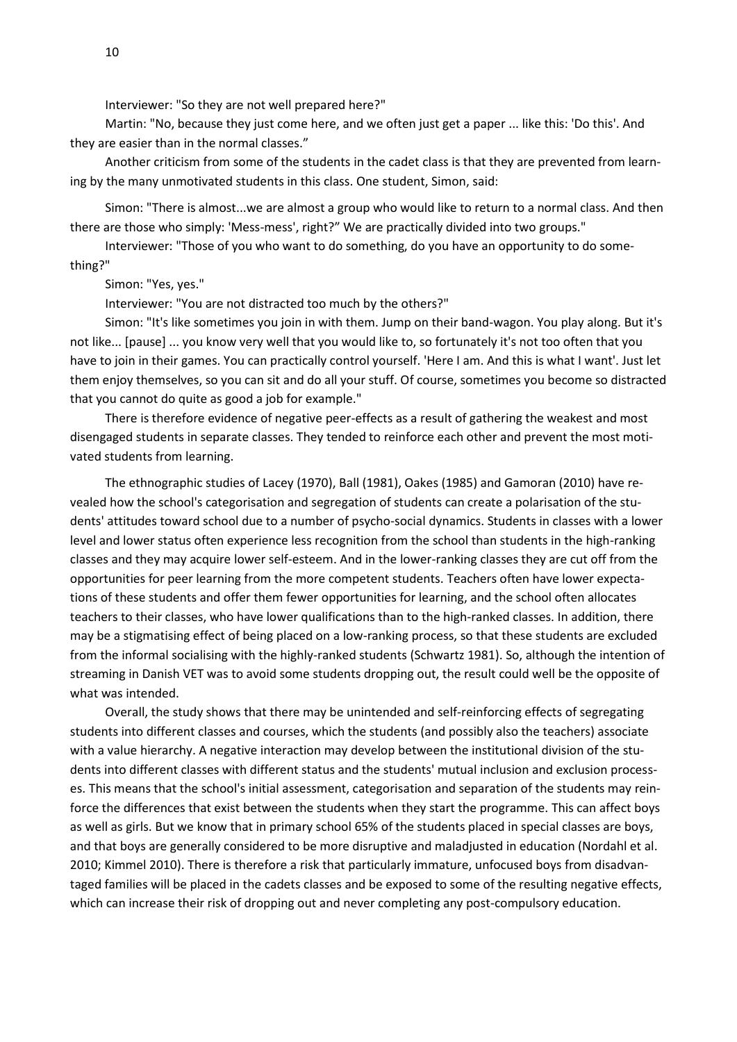Interviewer: "So they are not well prepared here?"

Martin: "No, because they just come here, and we often just get a paper ... like this: 'Do this'. And they are easier than in the normal classes."

Another criticism from some of the students in the cadet class is that they are prevented from learning by the many unmotivated students in this class. One student, Simon, said:

Simon: "There is almost...we are almost a group who would like to return to a normal class. And then there are those who simply: 'Mess-mess', right?" We are practically divided into two groups."

Interviewer: "Those of you who want to do something, do you have an opportunity to do something?"

Simon: "Yes, yes."

Interviewer: "You are not distracted too much by the others?"

Simon: "It's like sometimes you join in with them. Jump on their band-wagon. You play along. But it's not like... [pause] ... you know very well that you would like to, so fortunately it's not too often that you have to join in their games. You can practically control yourself. 'Here I am. And this is what I want'. Just let them enjoy themselves, so you can sit and do all your stuff. Of course, sometimes you become so distracted that you cannot do quite as good a job for example."

There is therefore evidence of negative peer-effects as a result of gathering the weakest and most disengaged students in separate classes. They tended to reinforce each other and prevent the most motivated students from learning.

The ethnographic studies of Lacey (1970), Ball (1981), Oakes (1985) and Gamoran (2010) have revealed how the school's categorisation and segregation of students can create a polarisation of the students' attitudes toward school due to a number of psycho-social dynamics. Students in classes with a lower level and lower status often experience less recognition from the school than students in the high-ranking classes and they may acquire lower self-esteem. And in the lower-ranking classes they are cut off from the opportunities for peer learning from the more competent students. Teachers often have lower expectations of these students and offer them fewer opportunities for learning, and the school often allocates teachers to their classes, who have lower qualifications than to the high-ranked classes. In addition, there may be a stigmatising effect of being placed on a low-ranking process, so that these students are excluded from the informal socialising with the highly-ranked students (Schwartz 1981). So, although the intention of streaming in Danish VET was to avoid some students dropping out, the result could well be the opposite of what was intended.

Overall, the study shows that there may be unintended and self-reinforcing effects of segregating students into different classes and courses, which the students (and possibly also the teachers) associate with a value hierarchy. A negative interaction may develop between the institutional division of the students into different classes with different status and the students' mutual inclusion and exclusion processes. This means that the school's initial assessment, categorisation and separation of the students may reinforce the differences that exist between the students when they start the programme. This can affect boys as well as girls. But we know that in primary school 65% of the students placed in special classes are boys, and that boys are generally considered to be more disruptive and maladjusted in education (Nordahl et al. 2010; Kimmel 2010). There is therefore a risk that particularly immature, unfocused boys from disadvantaged families will be placed in the cadets classes and be exposed to some of the resulting negative effects, which can increase their risk of dropping out and never completing any post-compulsory education.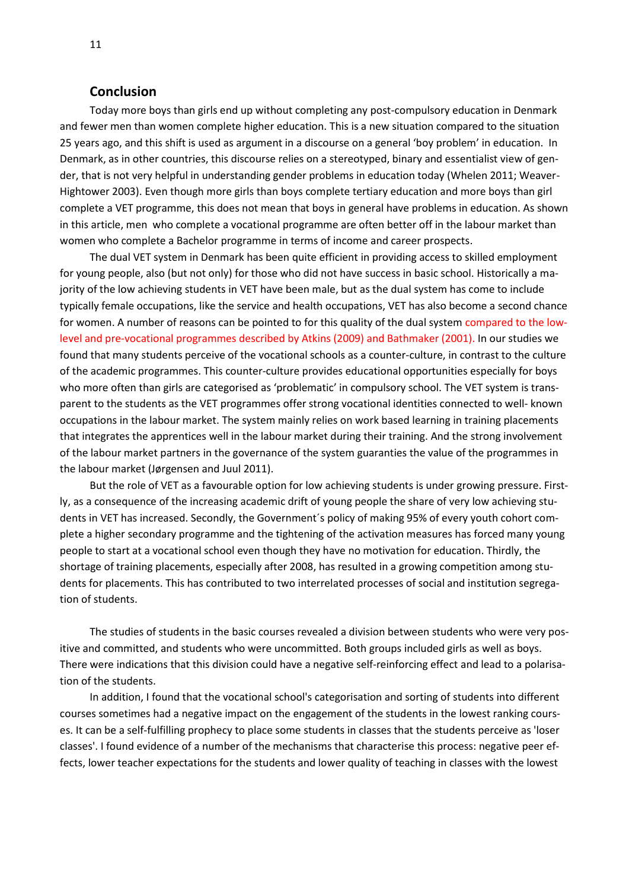## Conclusion

Today more boys than girls end up without completing any post-compulsory education in Denmark and fewer men than women complete higher education. This is a new situation compared to the situation 25 years ago, and this shift is used as argument in a discourse on a general 'boy problem' in education. In Denmark, as in other countries, this discourse relies on a stereotyped, binary and essentialist view of gender, that is not very helpful in understanding gender problems in education today (Whelen 2011; Weaver-Hightower 2003). Even though more girls than boys complete tertiary education and more boys than girl complete a VET programme, this does not mean that boys in general have problems in education. As shown in this article, men who complete a vocational programme are often better off in the labour market than women who complete a Bachelor programme in terms of income and career prospects.

The dual VET system in Denmark has been quite efficient in providing access to skilled employment for young people, also (but not only) for those who did not have success in basic school. Historically a majority of the low achieving students in VET have been male, but as the dual system has come to include typically female occupations, like the service and health occupations, VET has also become a second chance for women. A number of reasons can be pointed to for this quality of the dual system compared to the low-level and pre-vocational programmes described by Atkins (2009) and Bathmaker (2001). In our studies we found that many students perceive of the vocational schools as a counter-culture, in contrast to the culture of the academic programmes. This counter-culture provides educational opportunities especially for boys who more often than girls are categorised as 'problematic' in compulsory school. The VET system is transparent to the students as the VET programmes offer strong vocational identities connected to well- known occupations in the labour market. The system mainly relies on work based learning in training placements that integrates the apprentices well in the labour market during their training. And the strong involvement of the labour market partners in the governance of the system guaranties the value of the programmes in the labour market (Jørgensen and Juul 2011).

But the role of VET as a favourable option for low achieving students is under growing pressure. Firstly, as a consequence of the increasing academic drift of young people the share of very low achieving students in VET has increased. Secondly, the Government´s policy of making 95% of every youth cohort complete a higher secondary programme and the tightening of the activation measures has forced many young people to start at a vocational school even though they have no motivation for education. Thirdly, the shortage of training placements, especially after 2008, has resulted in a growing competition among students for placements. This has contributed to two interrelated processes of social and institution segregation of students.

The studies of students in the basic courses revealed a division between students who were very positive and committed, and students who were uncommitted. Both groups included girls as well as boys. There were indications that this division could have a negative self-reinforcing effect and lead to a polarisation of the students.

In addition, I found that the vocational school's categorisation and sorting of students into different courses sometimes had a negative impact on the engagement of the students in the lowest ranking courses. It can be a self-fulfilling prophecy to place some students in classes that the students perceive as 'loser classes'. I found evidence of a number of the mechanisms that characterise this process: negative peer effects, lower teacher expectations for the students and lower quality of teaching in classes with the lowest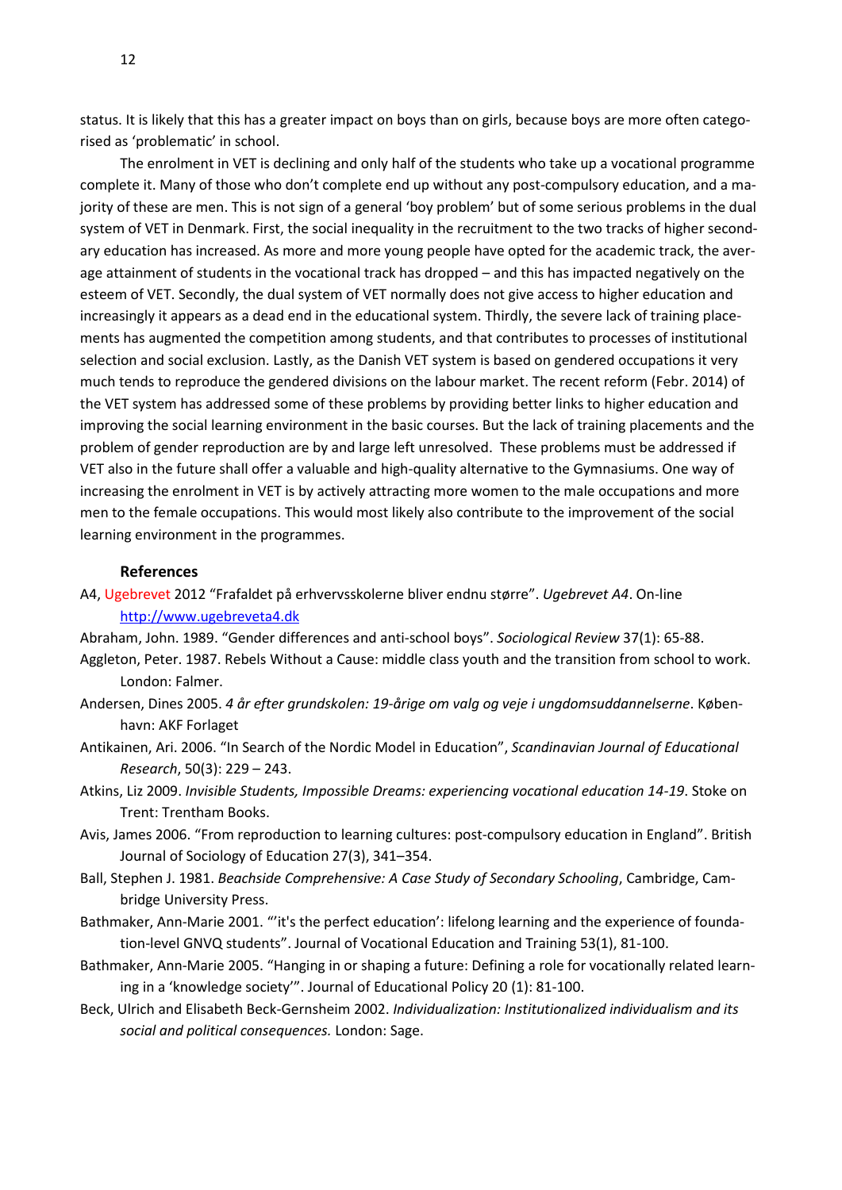status. It is likely that this has a greater impact on boys than on girls, because boys are more often categorised as 'problematic' in school.

The enrolment in VET is declining and only half of the students who take up a vocational programme complete it. Many of those who don't complete end up without any post-compulsory education, and a majority of these are men. This is not sign of a general 'boy problem' but of some serious problems in the dual system of VET in Denmark. First, the social inequality in the recruitment to the two tracks of higher secondary education has increased. As more and more young people have opted for the academic track, the average attainment of students in the vocational track has dropped – and this has impacted negatively on the esteem of VET. Secondly, the dual system of VET normally does not give access to higher education and increasingly it appears as a dead end in the educational system. Thirdly, the severe lack of training placements has augmented the competition among students, and that contributes to processes of institutional selection and social exclusion. Lastly, as the Danish VET system is based on gendered occupations it very much tends to reproduce the gendered divisions on the labour market. The recent reform (Febr. 2014) of the VET system has addressed some of these problems by providing better links to higher education and improving the social learning environment in the basic courses. But the lack of training placements and the problem of gender reproduction are by and large left unresolved. These problems must be addressed if VET also in the future shall offer a valuable and high-quality alternative to the Gymnasiums. One way of increasing the enrolment in VET is by actively attracting more women to the male occupations and more men to the female occupations. This would most likely also contribute to the improvement of the social learning environment in the programmes.

## References

A4, Ugebrevet 2012 "Frafaldet på erhvervsskolerne bliver endnu større". *Ugebrevet A4*. On-line http://www.ugebreveta4.dk

Abraham, John. 1989. "Gender differences and anti-school boys". *Sociological Review* 37(1): 65-88.

Aggleton, Peter. 1987. Rebels Without a Cause: middle class youth and the transition from school to work. London: Falmer.

Andersen, Dines 2005. *4 år efter grundskolen: 19-årige om valg og veje i ungdomsuddannelserne*. København: AKF Forlaget

Antikainen, Ari. 2006. "In Search of the Nordic Model in Education", *Scandinavian Journal of Educational Research*, 50(3): 229 – 243.

Atkins, Liz 2009. *Invisible Students, Impossible Dreams: experiencing vocational education 14-19*. Stoke on Trent: Trentham Books.

Avis, James 2006. "From reproduction to learning cultures: post-compulsory education in England". British Journal of Sociology of Education 27(3), 341–354.

Ball, Stephen J. 1981. *Beachside Comprehensive: A Case Study of Secondary Schooling*, Cambridge, Cambridge University Press.

Bathmaker, Ann-Marie 2001. "'it's the perfect education': lifelong learning and the experience of foundation-level GNVQ students". Journal of Vocational Education and Training 53(1), 81-100.

Bathmaker, Ann-Marie 2005. "Hanging in or shaping a future: Defining a role for vocationally related learning in a 'knowledge society'". Journal of Educational Policy 20 (1): 81-100.

Beck, Ulrich and Elisabeth Beck-Gernsheim 2002. *Individualization: Institutionalized individualism and its social and political consequences.* London: Sage.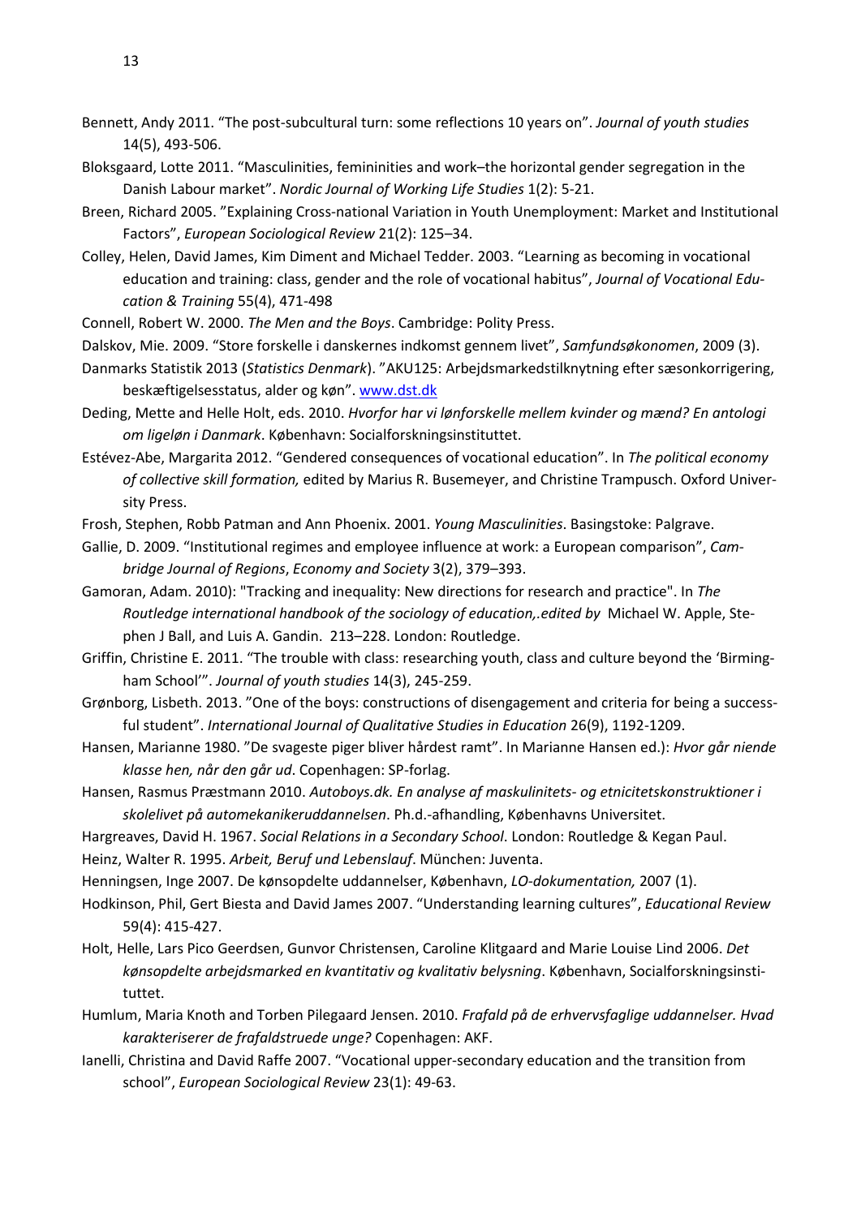Bennett, Andy 2011. "The post-subcultural turn: some reflections 10 years on". *Journal of youth studies* 14(5), 493-506.

Bloksgaard, Lotte 2011. "Masculinities, femininities and work–the horizontal gender segregation in the Danish Labour market". *Nordic Journal of Working Life Studies* 1(2): 5-21.

Breen, Richard 2005. "Explaining Cross-national Variation in Youth Unemployment: Market and Institutional Factors", *European Sociological Review* 21(2): 125–34.

Colley, Helen, David James, Kim Diment and Michael Tedder. 2003. "Learning as becoming in vocational education and training: class, gender and the role of vocational habitus", *Journal of Vocational Education & Training* 55(4), 471-498

Connell, Robert W. 2000. *The Men and the Boys*. Cambridge: Polity Press.

Dalskov, Mie. 2009. "Store forskelle i danskernes indkomst gennem livet", *Samfundsøkonomen*, 2009 (3).

Danmarks Statistik 2013 (*Statistics Denmark*). "AKU125: Arbejdsmarkedstilknytning efter sæsonkorrigering, beskæftigelsesstatus, alder og køn". www.dst.dk

Deding, Mette and Helle Holt, eds. 2010. *Hvorfor har vi lønforskelle mellem kvinder og mænd? En antologi om ligeløn i Danmark*. København: Socialforskningsinstituttet.

Estévez-Abe, Margarita 2012. "Gendered consequences of vocational education". In *The political economy of collective skill formation,* edited by Marius R. Busemeyer, and Christine Trampusch. Oxford University Press.

Frosh, Stephen, Robb Patman and Ann Phoenix. 2001. *Young Masculinities*. Basingstoke: Palgrave.

Gallie, D. 2009. "Institutional regimes and employee influence at work: a European comparison", *Cambridge Journal of Regions*, *Economy and Society* 3(2), 379–393.

Gamoran, Adam. 2010): "Tracking and inequality: New directions for research and practice". In *The Routledge international handbook of the sociology of education,.edited by* Michael W. Apple, Stephen J Ball, and Luis A. Gandin. 213–228. London: Routledge.

Griffin, Christine E. 2011. "The trouble with class: researching youth, class and culture beyond the 'Birmingham School'". *Journal of youth studies* 14(3), 245-259.

Grønborg, Lisbeth. 2013. "One of the boys: constructions of disengagement and criteria for being a successful student". *International Journal of Qualitative Studies in Education* 26(9), 1192-1209.

Hansen, Marianne 1980. "De svageste piger bliver hårdest ramt". In Marianne Hansen ed.): *Hvor går niende klasse hen, når den går ud*. Copenhagen: SP-forlag.

Hansen, Rasmus Præstmann 2010. *Autoboys.dk. En analyse af maskulinitets- og etnicitetskonstruktioner i skolelivet på automekanikeruddannelsen*. Ph.d.-afhandling, Københavns Universitet.

Hargreaves, David H. 1967. *Social Relations in a Secondary School*. London: Routledge & Kegan Paul.

Heinz, Walter R. 1995. *Arbeit, Beruf und Lebenslauf*. München: Juventa.

Henningsen, Inge 2007. De kønsopdelte uddannelser, København, *LO-dokumentation,* 2007 (1).

Hodkinson, Phil, Gert Biesta and David James 2007. "Understanding learning cultures", *Educational Review* 59(4): 415-427.

Holt, Helle, Lars Pico Geerdsen, Gunvor Christensen, Caroline Klitgaard and Marie Louise Lind 2006. *Det kønsopdelte arbejdsmarked en kvantitativ og kvalitativ belysning*. København, Socialforskningsinstituttet.

Humlum, Maria Knoth and Torben Pilegaard Jensen. 2010. *Frafald på de erhvervsfaglige uddannelser. Hvad karakteriserer de frafaldstruede unge?* Copenhagen: AKF.

Ianelli, Christina and David Raffe 2007. "Vocational upper-secondary education and the transition from school", *European Sociological Review* 23(1): 49-63.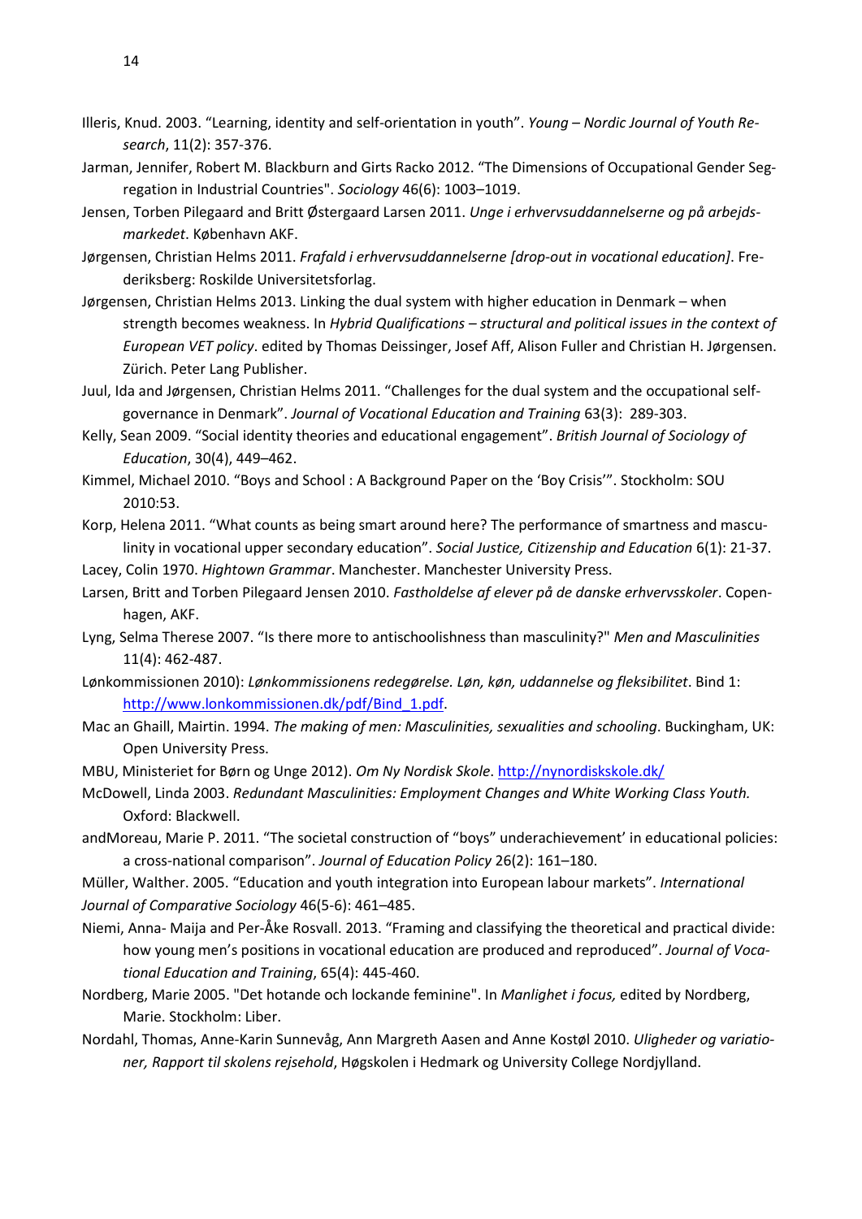Illeris, Knud. 2003. "Learning, identity and self-orientation in youth". *Young – Nordic Journal of Youth Research*, 11(2): 357-376.

Jarman, Jennifer, Robert M. Blackburn and Girts Racko 2012. "The Dimensions of Occupational Gender Segregation in Industrial Countries". *Sociology* 46(6): 1003–1019.

Jensen, Torben Pilegaard and Britt Østergaard Larsen 2011. *Unge i erhvervsuddannelserne og på arbejdsmarkedet*. København AKF.

Jørgensen, Christian Helms 2011. *Frafald i erhvervsuddannelserne [drop-out in vocational education]*. Frederiksberg: Roskilde Universitetsforlag.

Jørgensen, Christian Helms 2013. Linking the dual system with higher education in Denmark – when strength becomes weakness. In *Hybrid Qualifications – structural and political issues in the context of European VET policy*. edited by Thomas Deissinger, Josef Aff, Alison Fuller and Christian H. Jørgensen. Zürich. Peter Lang Publisher.

Juul, Ida and Jørgensen, Christian Helms 2011. "Challenges for the dual system and the occupational self-governance in Denmark". *Journal of Vocational Education and Training* 63(3): 289-303.

Kelly, Sean 2009. "Social identity theories and educational engagement". *British Journal of Sociology of Education*, 30(4), 449–462.

Kimmel, Michael 2010. "Boys and School : A Background Paper on the 'Boy Crisis'". Stockholm: SOU 2010:53.

Korp, Helena 2011. "What counts as being smart around here? The performance of smartness and masculinity in vocational upper secondary education". *Social Justice, Citizenship and Education* 6(1): 21-37.

Lacey, Colin 1970. *Hightown Grammar*. Manchester. Manchester University Press.

Larsen, Britt and Torben Pilegaard Jensen 2010. *Fastholdelse af elever på de danske erhvervsskoler*. Copenhagen, AKF.

Lyng, Selma Therese 2007. "Is there more to antischoolishness than masculinity?" *Men and Masculinities* 11(4): 462-487.

Lønkommissionen 2010): *Lønkommissionens redegørelse. Løn, køn, uddannelse og fleksibilitet*. Bind 1: http://www.lonkommissionen.dk/pdf/Bind_1.pdf.

Mac an Ghaill, Mairtin. 1994. *The making of men: Masculinities, sexualities and schooling*. Buckingham, UK: Open University Press.

MBU, Ministeriet for Børn og Unge 2012). *Om Ny Nordisk Skole*. http://nynordiskskole.dk/

McDowell, Linda 2003. *Redundant Masculinities: Employment Changes and White Working Class Youth.* Oxford: Blackwell.

andMoreau, Marie P. 2011. "The societal construction of "boys" underachievement' in educational policies: a cross-national comparison". *Journal of Education Policy* 26(2): 161–180.

Müller, Walther. 2005. "Education and youth integration into European labour markets". *International Journal of Comparative Sociology* 46(5-6): 461–485.

Niemi, Anna- Maija and Per-Åke Rosvall. 2013. "Framing and classifying the theoretical and practical divide: how young men's positions in vocational education are produced and reproduced". *Journal of Vocational Education and Training*, 65(4): 445-460.

Nordberg, Marie 2005. "Det hotande och lockande feminine". In *Manlighet i focus,* edited by Nordberg, Marie. Stockholm: Liber.

Nordahl, Thomas, Anne-Karin Sunnevåg, Ann Margreth Aasen and Anne Kostøl 2010. *Uligheder og variationer, Rapport til skolens rejsehold*, Høgskolen i Hedmark og University College Nordjylland.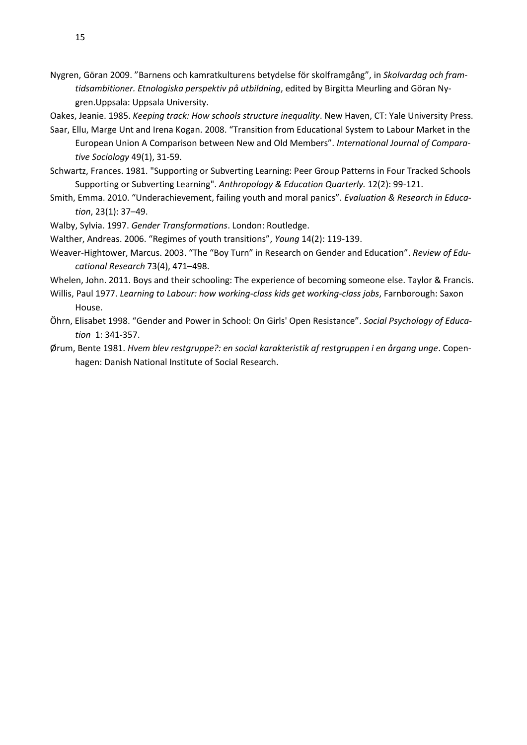Nygren, Göran 2009. ”Barnens och kamratkulturens betydelse för skolframgång”, in *Skolvardag och framtidsambitioner. Etnologiska perspektiv på utbildning*, edited by Birgitta Meurling and Göran Nygren.Uppsala: Uppsala University.

Oakes, Jeanie. 1985. *Keeping track: How schools structure inequality*. New Haven, CT: Yale University Press.

Saar, Ellu, Marge Unt and Irena Kogan. 2008. “Transition from Educational System to Labour Market in the European Union A Comparison between New and Old Members”. *International Journal of Comparative Sociology* 49(1), 31-59.

Schwartz, Frances. 1981. "Supporting or Subverting Learning: Peer Group Patterns in Four Tracked Schools Supporting or Subverting Learning". *Anthropology & Education Quarterly.* 12(2): 99-121.

Smith, Emma. 2010. “Underachievement, failing youth and moral panics”. *Evaluation & Research in Education*, 23(1): 37–49.

Walby, Sylvia. 1997. *Gender Transformations*. London: Routledge.

Walther, Andreas. 2006. “Regimes of youth transitions”, *Young* 14(2): 119-139.

Weaver-Hightower, Marcus. 2003. “The “Boy Turn” in Research on Gender and Education”. *Review of Educational Research* 73(4), 471–498.

Whelen, John. 2011. Boys and their schooling: The experience of becoming someone else. Taylor & Francis.

Willis, Paul 1977. *Learning to Labour: how working-class kids get working-class jobs*, Farnborough: Saxon House.

Öhrn, Elisabet 1998. “Gender and Power in School: On Girls' Open Resistance”. *Social Psychology of Education* 1: 341-357.

Ørum, Bente 1981. *Hvem blev restgruppe?: en social karakteristik af restgruppen i en årgang unge*. Copenhagen: Danish National Institute of Social Research.